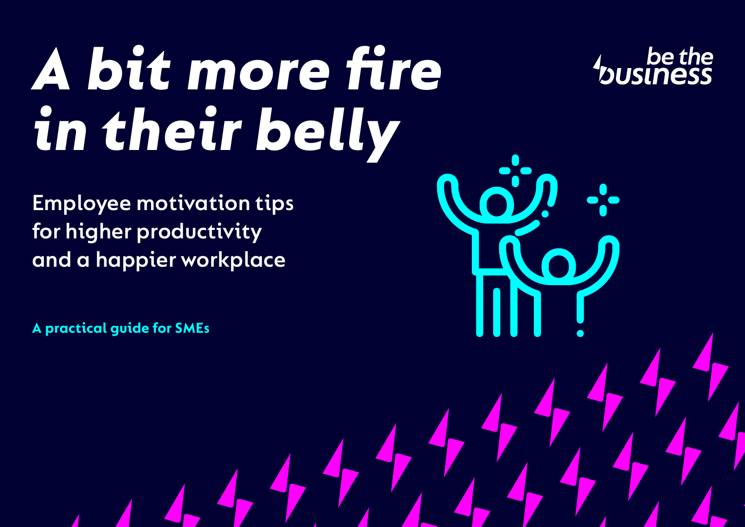# A bit more fire in their belly

be the business

## Employee motivation tips for higher productivity and a happier workplace

**A practical guide for SMEs**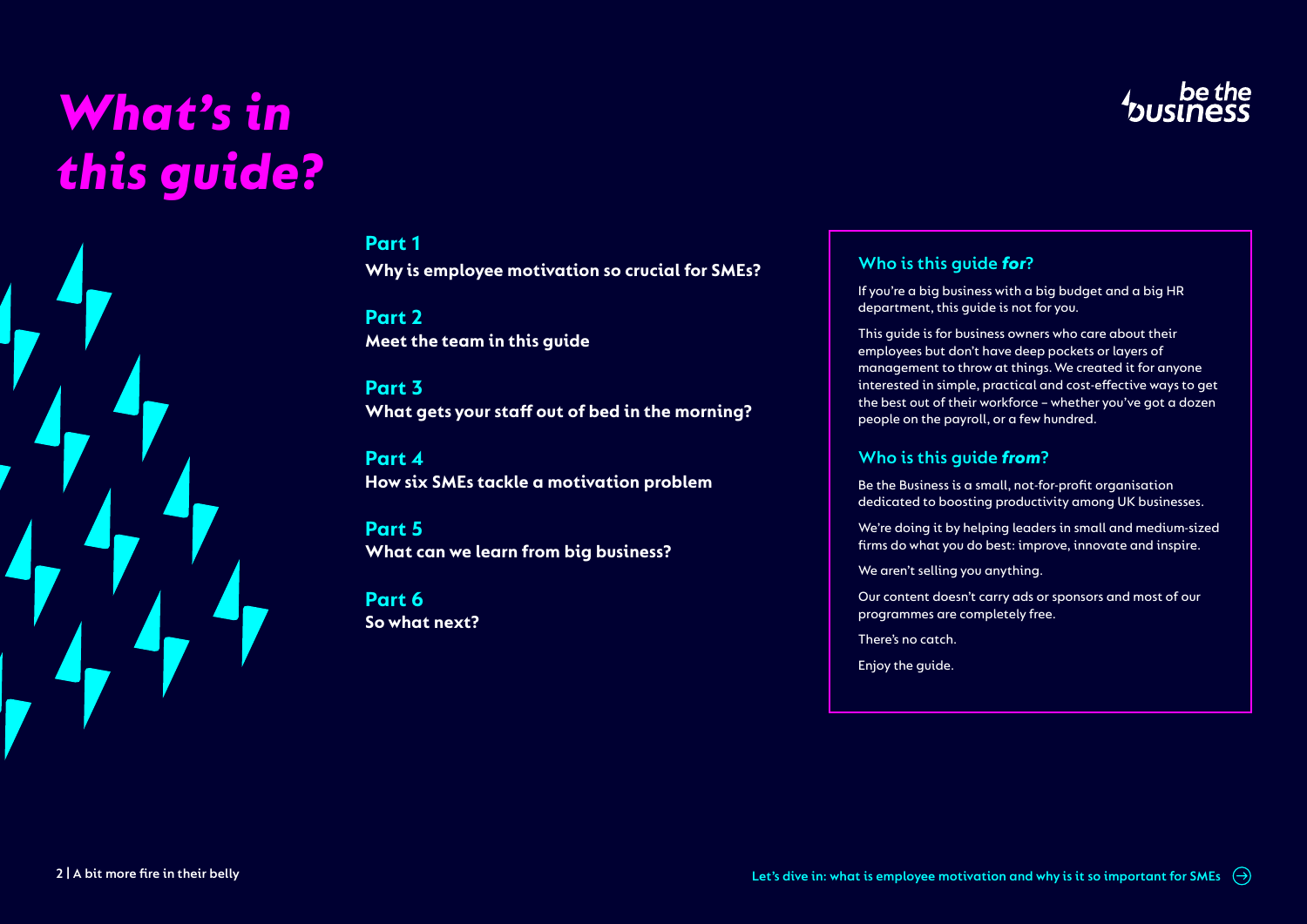# What's in this guide?

**Part 1**
**Why is employee motivation so crucial for SMEs?**

**Part 2**
**Meet the team in this guide**

**Part 3**
**What gets your staff out of bed in the morning?**

**Part 4**
**How six SMEs tackle a motivation problem**

**Part 5**
**What can we learn from big business?**

**Part 6**
**So what next?**

## Who is this guide *for*?

If you're a big business with a big budget and a big HR department, this guide is not for you.

This guide is for business owners who care about their employees but don't have deep pockets or layers of management to throw at things. We created it for anyone interested in simple, practical and cost-effective ways to get the best out of their workforce – whether you've got a dozen people on the payroll, or a few hundred.

## Who is this guide *from*?

Be the Business is a small, not-for-profit organisation dedicated to boosting productivity among UK businesses.

We're doing it by helping leaders in small and medium-sized firms do what you do best: improve, innovate and inspire.

We aren't selling you anything.

Our content doesn't carry ads or sponsors and most of our programmes are completely free.

There's no catch.

Enjoy the guide.

Let's dive in: what is employee motivation and why is it so important for SMEs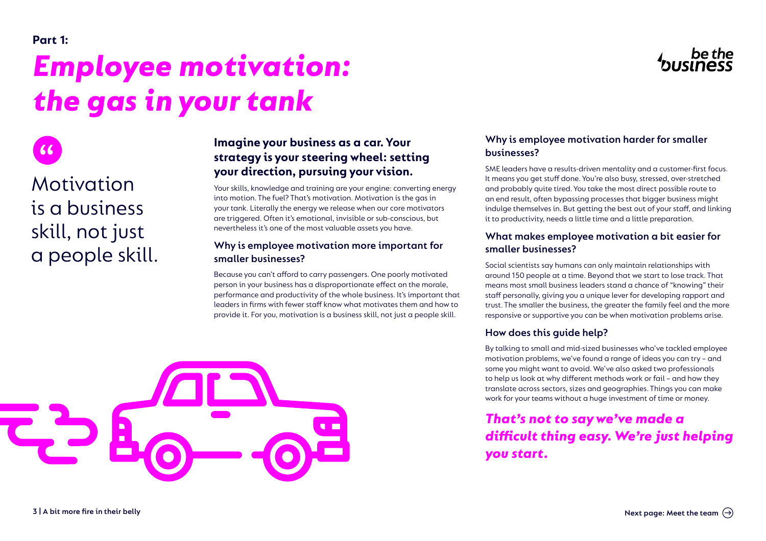**Part 1:**

# *Employee motivation: the gas in your tank*

> Motivation is a business skill, not just a people skill.

## Imagine your business as a car. Your strategy is your steering wheel: setting your direction, pursuing your vision.

Your skills, knowledge and training are your engine: converting energy into motion. The fuel? That's motivation. Motivation is the gas in your tank. Literally the energy we release when our core motivators are triggered. Often it's emotional, invisible or sub-conscious, but nevertheless it's one of the most valuable assets you have.

### Why is employee motivation more important for smaller businesses?

Because you can't afford to carry passengers. One poorly motivated person in your business has a disproportionate effect on the morale, performance and productivity of the whole business. It's important that leaders in firms with fewer staff know what motivates them and how to provide it. For you, motivation is a business skill, not just a people skill.

### Why is employee motivation harder for smaller businesses?

SME leaders have a results-driven mentality and a customer-first focus. It means you get stuff done. You're also busy, stressed, over-stretched and probably quite tired. You take the most direct possible route to an end result, often bypassing processes that bigger business might indulge themselves in. But getting the best out of your staff, and linking it to productivity, needs a little time and a little preparation.

### What makes employee motivation a bit easier for smaller businesses?

Social scientists say humans can only maintain relationships with around 150 people at a time. Beyond that we start to lose track. That means most small business leaders stand a chance of "knowing" their staff personally, giving you a unique lever for developing rapport and trust. The smaller the business, the greater the family feel and the more responsive or supportive you can be when motivation problems arise.

### How does this guide help?

By talking to small and mid-sized businesses who've tackled employee motivation problems, we've found a range of ideas you can try – and some you might want to avoid. We've also asked two professionals to help us look at why different methods work or fail – and how they translate across sectors, sizes and geographies. Things you can make work for your teams without a huge investment of time or money.

***That's not to say we've made a difficult thing easy. We're just helping you start.***

Next page: Meet the team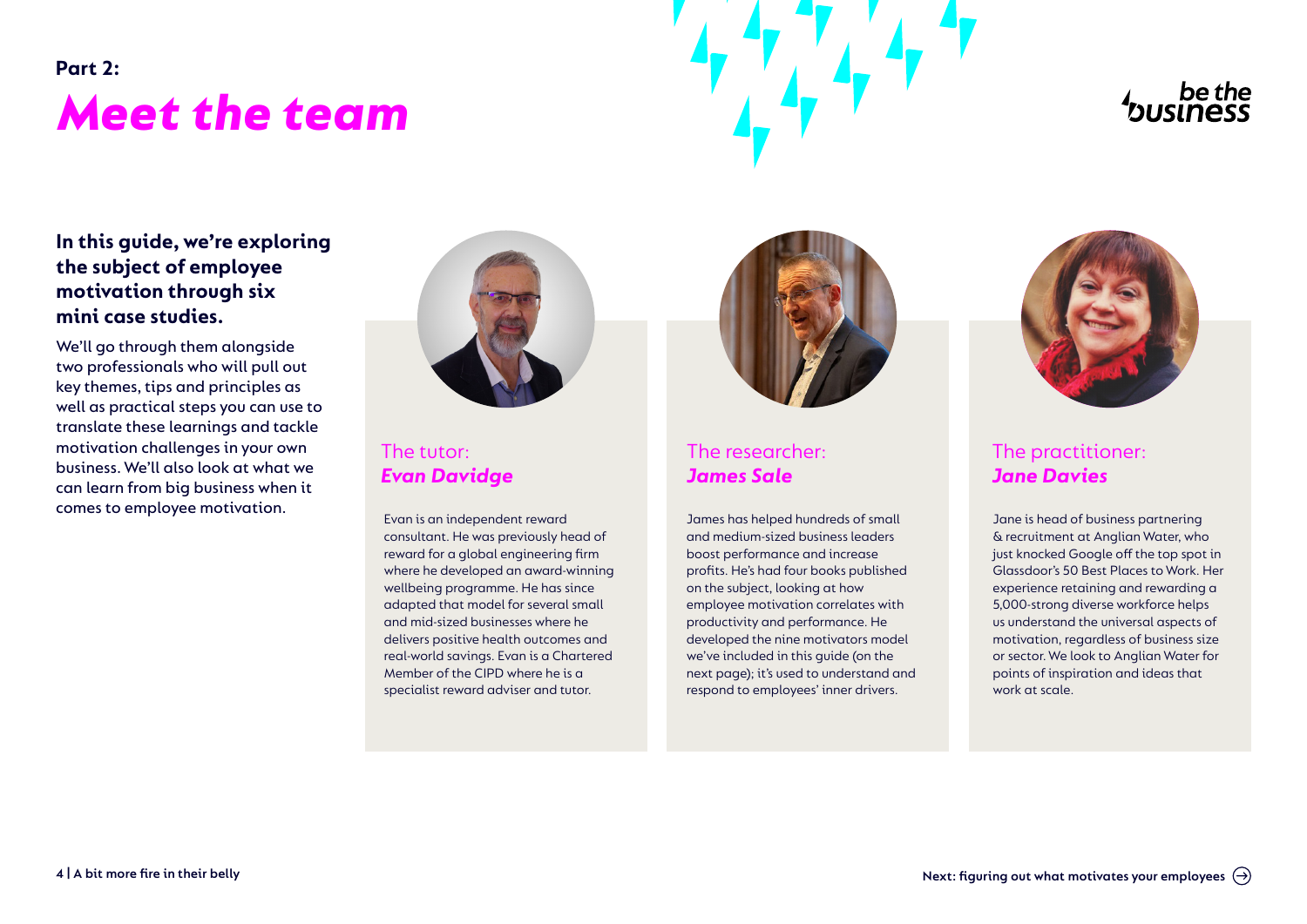Part 2:

# Meet the team

**In this guide, we're exploring the subject of employee motivation through six mini case studies.**

We'll go through them alongside two professionals who will pull out key themes, tips and principles as well as practical steps you can use to translate these learnings and tackle motivation challenges in your own business. We'll also look at what we can learn from big business when it comes to employee motivation.

## The tutor: *Evan Davidge*

Evan is an independent reward consultant. He was previously head of reward for a global engineering firm where he developed an award-winning wellbeing programme. He has since adapted that model for several small and mid-sized businesses where he delivers positive health outcomes and real-world savings. Evan is a Chartered Member of the CIPD where he is a specialist reward adviser and tutor.

## The researcher: *James Sale*

James has helped hundreds of small and medium-sized business leaders boost performance and increase profits. He's had four books published on the subject, looking at how employee motivation correlates with productivity and performance. He developed the nine motivators model we've included in this guide (on the next page); it's used to understand and respond to employees' inner drivers.

## The practitioner: *Jane Davies*

Jane is head of business partnering & recruitment at Anglian Water, who just knocked Google off the top spot in Glassdoor's 50 Best Places to Work. Her experience retaining and rewarding a 5,000-strong diverse workforce helps us understand the universal aspects of motivation, regardless of business size or sector. We look to Anglian Water for points of inspiration and ideas that work at scale.

Next: figuring out what motivates your employees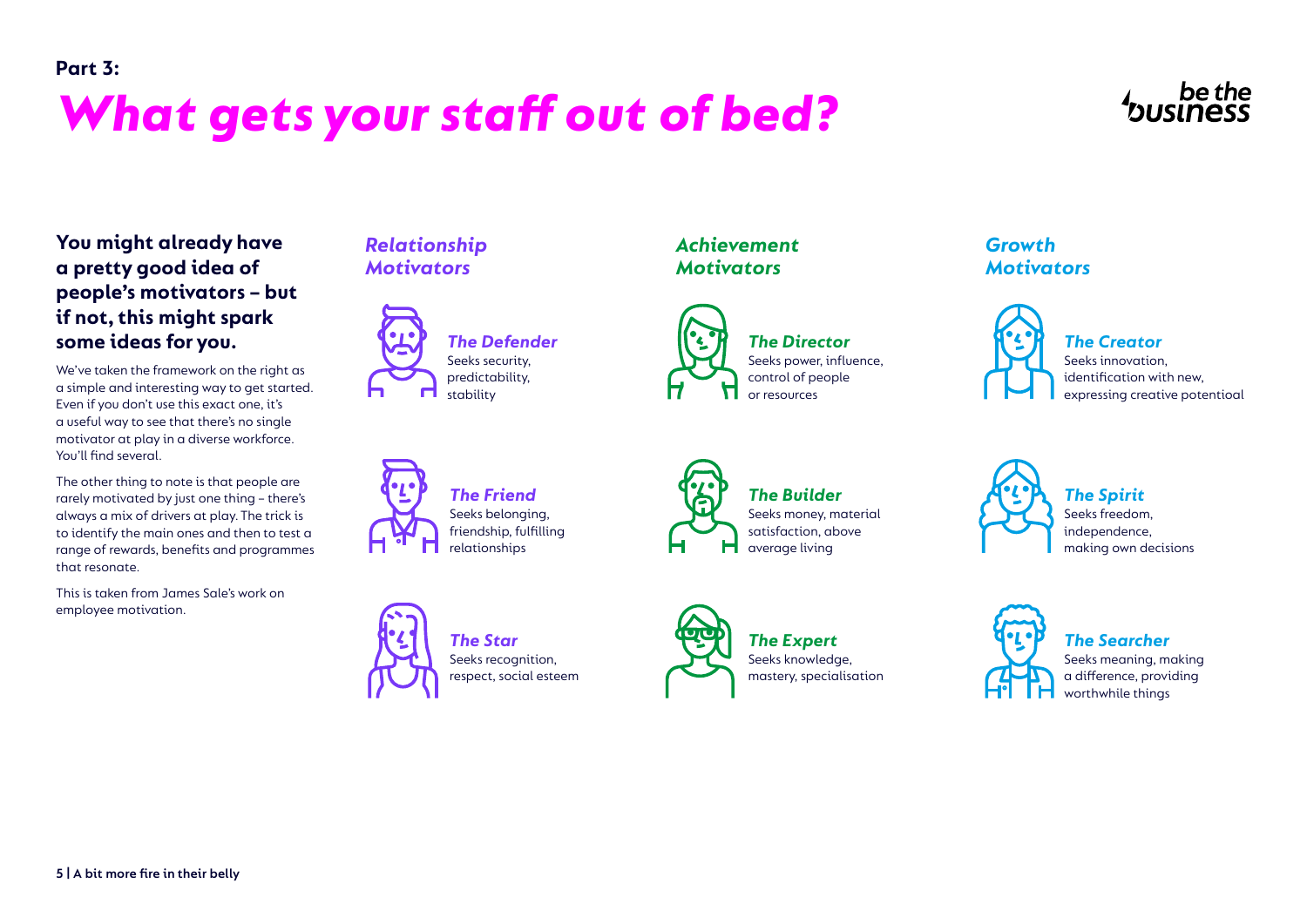Part 3:

# What gets your staff out of bed?

**You might already have a pretty good idea of people's motivators – but if not, this might spark some ideas for you.**

We've taken the framework on the right as a simple and interesting way to get started. Even if you don't use this exact one, it's a useful way to see that there's no single motivator at play in a diverse workforce. You'll find several.

The other thing to note is that people are rarely motivated by just one thing – there's always a mix of drivers at play. The trick is to identify the main ones and then to test a range of rewards, benefits and programmes that resonate.

This is taken from James Sale's work on employee motivation.

## *Relationship Motivators*

***The Defender***
Seeks security, predictability, stability

***The Friend***
Seeks belonging, friendship, fulfilling relationships

***The Star***
Seeks recognition, respect, social esteem

## *Achievement Motivators*

***The Director***
Seeks power, influence, control of people or resources

***The Builder***
Seeks money, material satisfaction, above average living

***The Expert***
Seeks knowledge, mastery, specialisation

## *Growth Motivators*

***The Creator***
Seeks innovation, identification with new, expressing creative potentioal

***The Spirit***
Seeks freedom, independence, making own decisions

***The Searcher***
Seeks meaning, making a difference, providing worthwhile things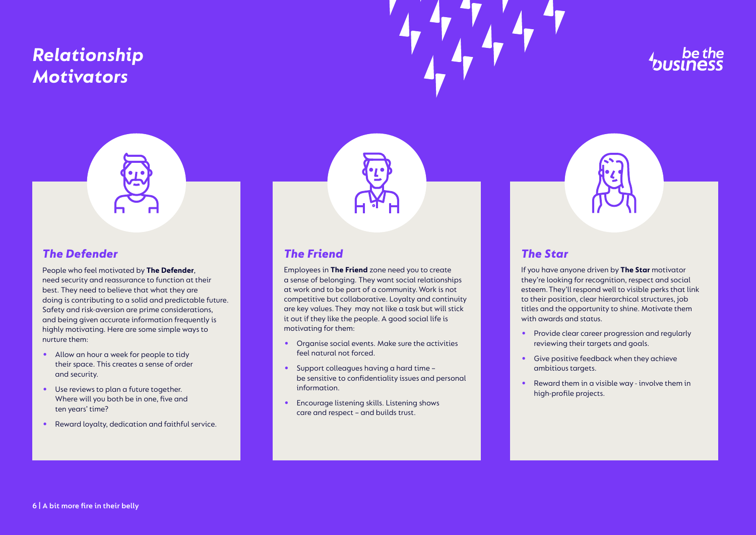# *Relationship Motivators*

## *The Defender*

People who feel motivated by **The Defender**, need security and reassurance to function at their best. They need to believe that what they are doing is contributing to a solid and predictable future. Safety and risk-aversion are prime considerations, and being given accurate information frequently is highly motivating. Here are some simple ways to nurture them:

- Allow an hour a week for people to tidy their space. This creates a sense of order and security.
- Use reviews to plan a future together. Where will you both be in one, five and ten years' time?
- Reward loyalty, dedication and faithful service.

## *The Friend*

Employees in **The Friend** zone need you to create a sense of belonging. They want social relationships at work and to be part of a community. Work is not competitive but collaborative. Loyalty and continuity are key values. They may not like a task but will stick it out if they like the people. A good social life is motivating for them:

- Organise social events. Make sure the activities feel natural not forced.
- Support colleagues having a hard time – be sensitive to confidentiality issues and personal information.
- Encourage listening skills. Listening shows care and respect – and builds trust.

## *The Star*

If you have anyone driven by **The Star** motivator they're looking for recognition, respect and social esteem. They'll respond well to visible perks that link to their position, clear hierarchical structures, job titles and the opportunity to shine. Motivate them with awards and status.

- Provide clear career progression and regularly reviewing their targets and goals.
- Give positive feedback when they achieve ambitious targets.
- Reward them in a visible way - involve them in high-profile projects.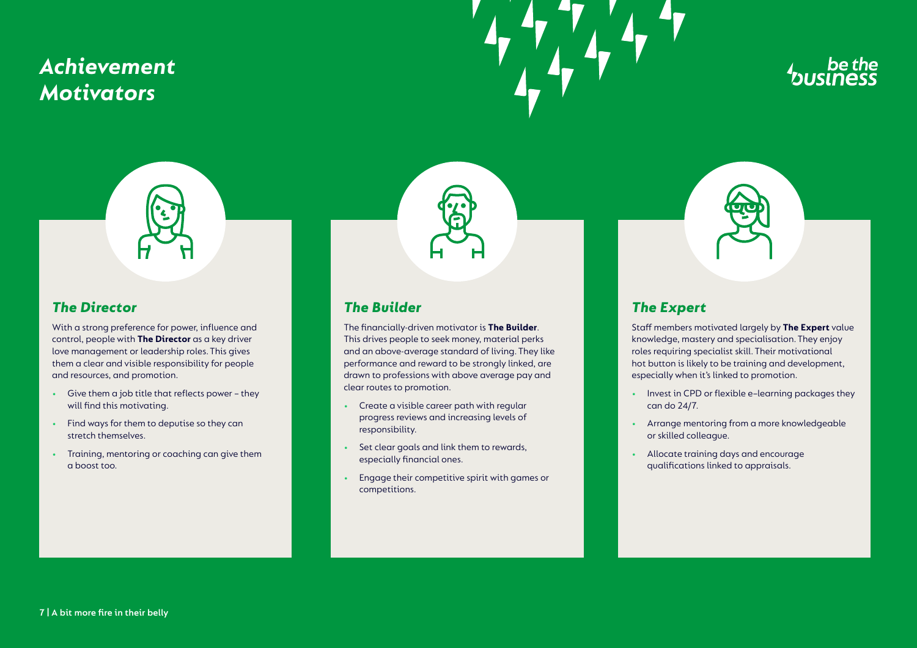# *Achievement Motivators*

## *The Director*

With a strong preference for power, influence and control, people with **The Director** as a key driver love management or leadership roles. This gives them a clear and visible responsibility for people and resources, and promotion.

- Give them a job title that reflects power – they will find this motivating.
- Find ways for them to deputise so they can stretch themselves.
- Training, mentoring or coaching can give them a boost too.

## *The Builder*

The financially-driven motivator is **The Builder**. This drives people to seek money, material perks and an above-average standard of living. They like performance and reward to be strongly linked, are drawn to professions with above average pay and clear routes to promotion.

- Create a visible career path with regular progress reviews and increasing levels of responsibility.
- Set clear goals and link them to rewards, especially financial ones.
- Engage their competitive spirit with games or competitions.

## *The Expert*

Staff members motivated largely by **The Expert** value knowledge, mastery and specialisation. They enjoy roles requiring specialist skill. Their motivational hot button is likely to be training and development, especially when it's linked to promotion.

- Invest in CPD or flexible e-learning packages they can do 24/7.
- Arrange mentoring from a more knowledgeable or skilled colleague.
- Allocate training days and encourage qualifications linked to appraisals.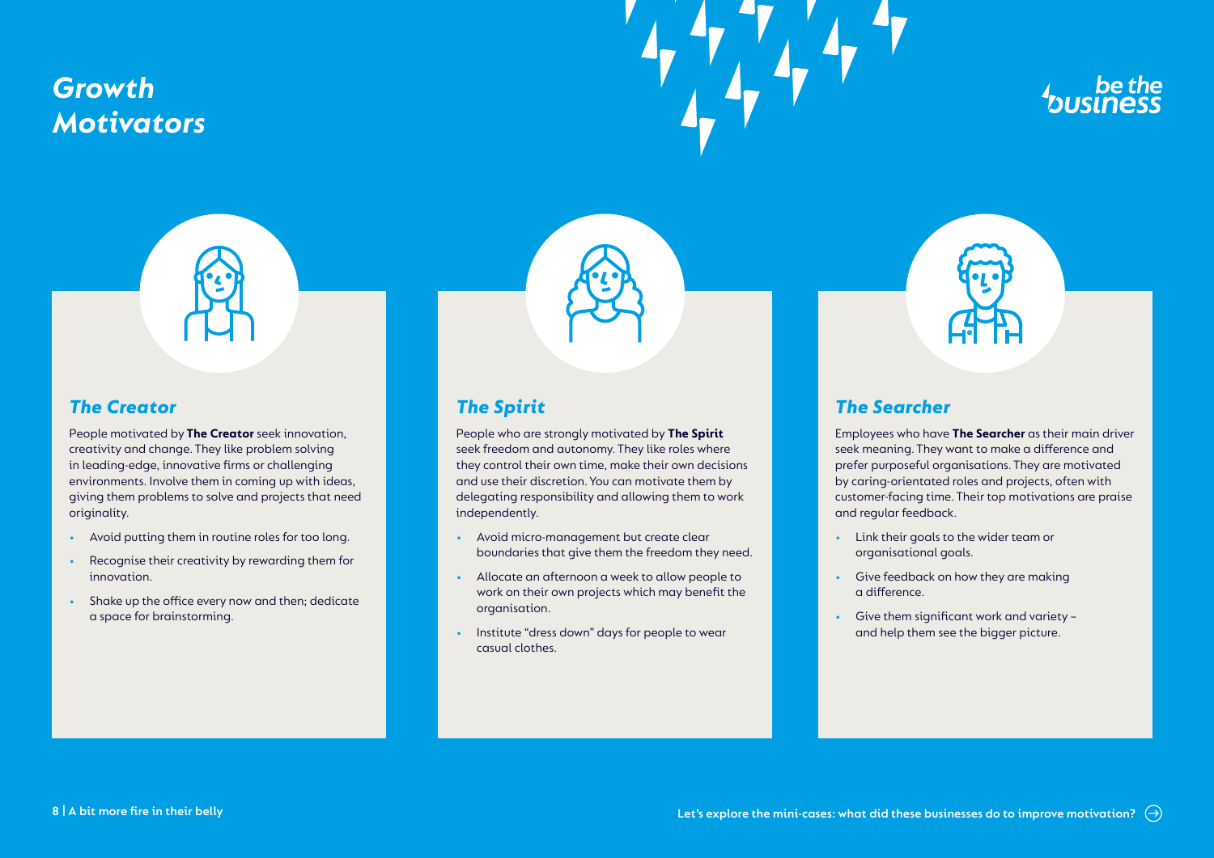# Growth Motivators

## The Creator

People motivated by **The Creator** seek innovation, creativity and change. They like problem solving in leading-edge, innovative firms or challenging environments. Involve them in coming up with ideas, giving them problems to solve and projects that need originality.

- Avoid putting them in routine roles for too long.
- Recognise their creativity by rewarding them for innovation.
- Shake up the office every now and then; dedicate a space for brainstorming.

## The Spirit

People who are strongly motivated by **The Spirit** seek freedom and autonomy. They like roles where they control their own time, make their own decisions and use their discretion. You can motivate them by delegating responsibility and allowing them to work independently.

- Avoid micro-management but create clear boundaries that give them the freedom they need.
- Allocate an afternoon a week to allow people to work on their own projects which may benefit the organisation.
- Institute "dress down" days for people to wear casual clothes.

## The Searcher

Employees who have **The Searcher** as their main driver seek meaning. They want to make a difference and prefer purposeful organisations. They are motivated by caring-orientated roles and projects, often with customer-facing time. Their top motivations are praise and regular feedback.

- Link their goals to the wider team or organisational goals.
- Give feedback on how they are making a difference.
- Give them significant work and variety – and help them see the bigger picture.

Let's explore the mini-cases: what did these businesses do to improve motivation?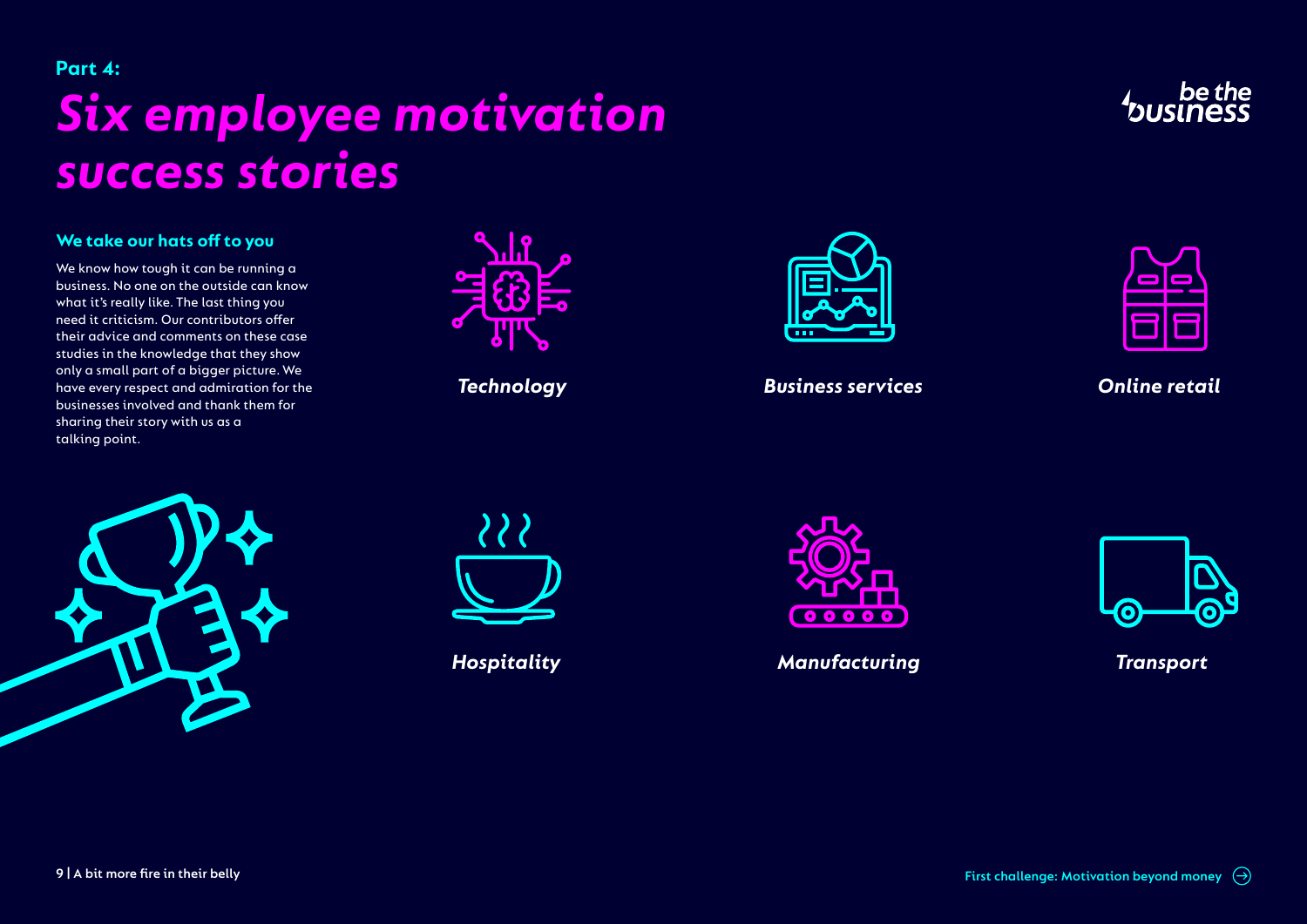Part 4:

# *Six employee motivation success stories*

## We take our hats off to you

We know how tough it can be running a business. No one on the outside can know what it's really like. The last thing you need it criticism. Our contributors offer their advice and comments on these case studies in the knowledge that they show only a small part of a bigger picture. We have every respect and admiration for the businesses involved and thank them for sharing their story with us as a talking point.

*Technology*

*Business services*

*Online retail*

*Hospitality*

*Manufacturing*

*Transport*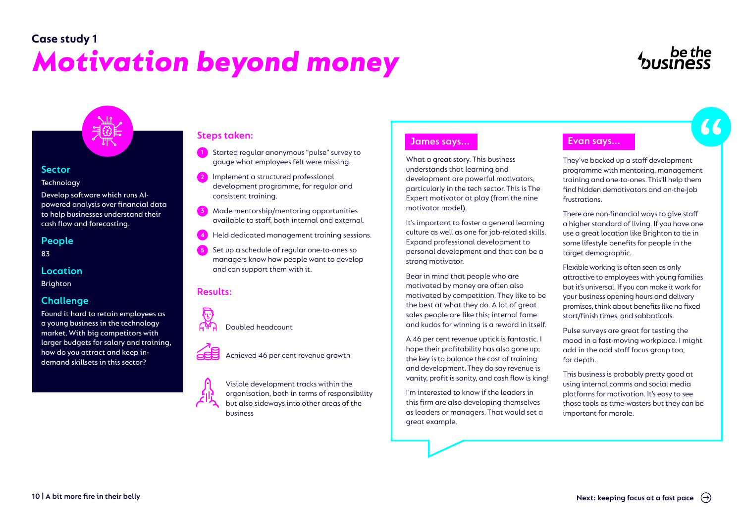## Case study 1

# *Motivation beyond money*

### Sector

Technology

Develop software which runs AI-powered analysis over financial data to help businesses understand their cash flow and forecasting.

### People

83

### Location

Brighton

### Challenge

Found it hard to retain employees as a young business in the technology market. With big competitors with larger budgets for salary and training, how do you attract and keep in-demand skillsets in this sector?

### Steps taken:

1. Started regular anonymous "pulse" survey to gauge what employees felt were missing.
2. Implement a structured professional development programme, for regular and consistent training.
3. Made mentorship/mentoring opportunities available to staff, both internal and external.
4. Held dedicated management training sessions.
5. Set up a schedule of regular one-to-ones so managers know how people want to develop and can support them with it.

### Results:

- Doubled headcount
- Achieved 46 per cent revenue growth
- Visible development tracks within the organisation, both in terms of responsibility but also sideways into other areas of the business

### James says...

What a great story. This business understands that learning and development are powerful motivators, particularly in the tech sector. This is The Expert motivator at play (from the nine motivator model).

It's important to foster a general learning culture as well as one for job-related skills. Expand professional development to personal development and that can be a strong motivator.

Bear in mind that people who are motivated by money are often also motivated by competition. They like to be the best at what they do. A lot of great sales people are like this; internal fame and kudos for winning is a reward in itself.

A 46 per cent revenue uptick is fantastic. I hope their profitability has also gone up; the key is to balance the cost of training and development. They do say revenue is vanity, profit is sanity, and cash flow is king!

I'm interested to know if the leaders in this firm are also developing themselves as leaders or managers. That would set a great example.

### Evan says...

They've backed up a staff development programme with mentoring, management training and one-to-ones. This'll help them find hidden demotivators and on-the-job frustrations.

There are non-financial ways to give staff a higher standard of living. If you have one use a great location like Brighton to tie in some lifestyle benefits for people in the target demographic.

Flexible working is often seen as only attractive to employees with young families but it's universal. If you can make it work for your business opening hours and delivery promises, think about benefits like no fixed start/finish times, and sabbaticals.

Pulse surveys are great for testing the mood in a fast-moving workplace. I might add in the odd staff focus group too, for depth.

This business is probably pretty good at using internal comms and social media platforms for motivation. It's easy to see those tools as time-wasters but they can be important for morale.

Next: keeping focus at a fast pace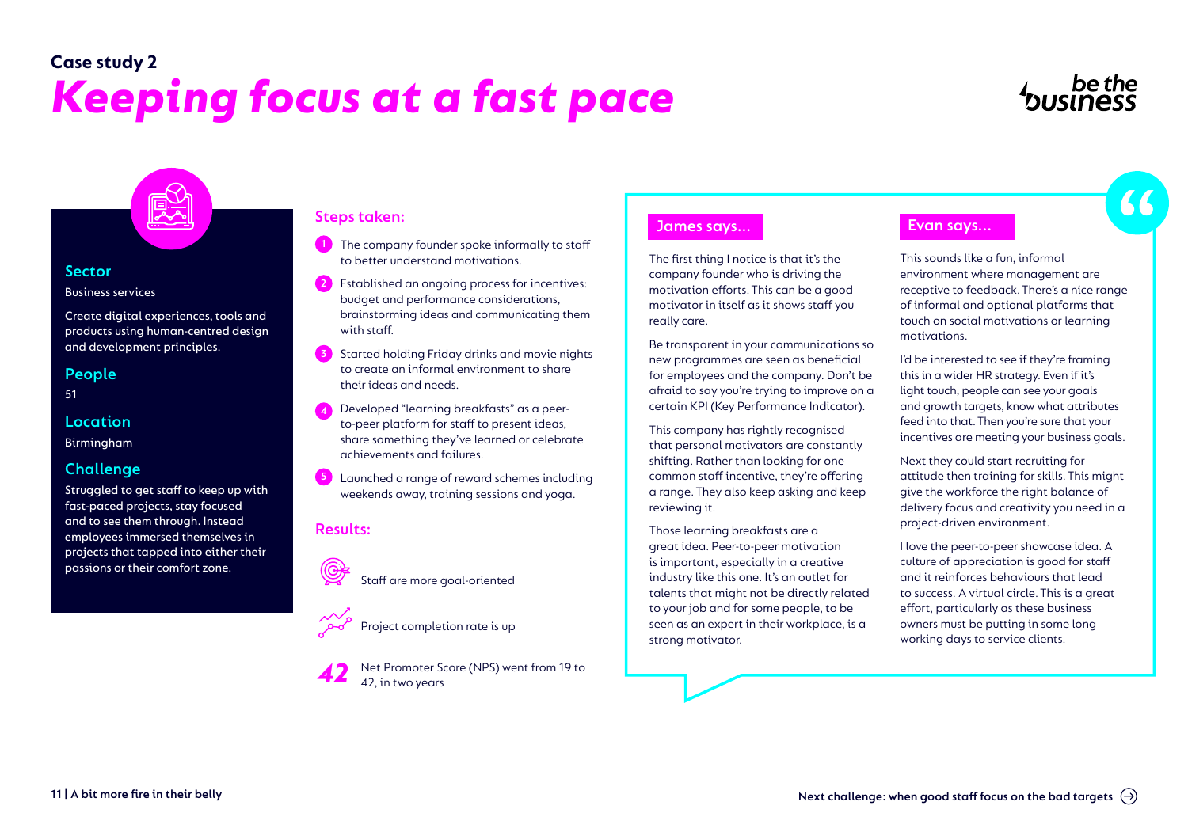Case study 2

# Keeping focus at a fast pace

## Sector

Business services

Create digital experiences, tools and products using human-centred design and development principles.

## People

51

## Location

Birmingham

## Challenge

Struggled to get staff to keep up with fast-paced projects, stay focused and to see them through. Instead employees immersed themselves in projects that tapped into either their passions or their comfort zone.

## Steps taken:

1. The company founder spoke informally to staff to better understand motivations.
2. Established an ongoing process for incentives: budget and performance considerations, brainstorming ideas and communicating them with staff.
3. Started holding Friday drinks and movie nights to create an informal environment to share their ideas and needs.
4. Developed "learning breakfasts" as a peer-to-peer platform for staff to present ideas, share something they've learned or celebrate achievements and failures.
5. Launched a range of reward schemes including weekends away, training sessions and yoga.

## Results:

- Staff are more goal-oriented
- Project completion rate is up
- **42** Net Promoter Score (NPS) went from 19 to 42, in two years

## James says...

The first thing I notice is that it's the company founder who is driving the motivation efforts. This can be a good motivator in itself as it shows staff you really care.

Be transparent in your communications so new programmes are seen as beneficial for employees and the company. Don't be afraid to say you're trying to improve on a certain KPI (Key Performance Indicator).

This company has rightly recognised that personal motivators are constantly shifting. Rather than looking for one common staff incentive, they're offering a range. They also keep asking and keep reviewing it.

Those learning breakfasts are a great idea. Peer-to-peer motivation is important, especially in a creative industry like this one. It's an outlet for talents that might not be directly related to your job and for some people, to be seen as an expert in their workplace, is a strong motivator.

## Evan says...

This sounds like a fun, informal environment where management are receptive to feedback. There's a nice range of informal and optional platforms that touch on social motivations or learning motivations.

I'd be interested to see if they're framing this in a wider HR strategy. Even if it's light touch, people can see your goals and growth targets, know what attributes feed into that. Then you're sure that your incentives are meeting your business goals.

Next they could start recruiting for attitude then training for skills. This might give the workforce the right balance of delivery focus and creativity you need in a project-driven environment.

I love the peer-to-peer showcase idea. A culture of appreciation is good for staff and it reinforces behaviours that lead to success. A virtual circle. This is a great effort, particularly as these business owners must be putting in some long working days to service clients.

Next challenge: when good staff focus on the bad targets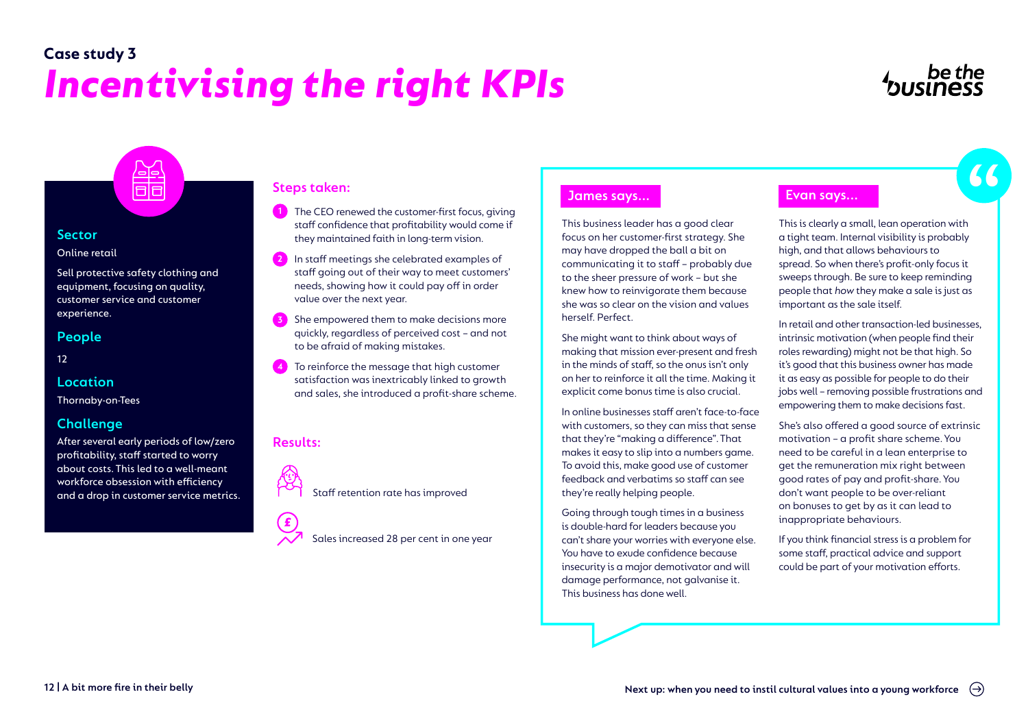## Case study 3

# *Incentivising the right KPIs*

### Sector

Online retail

Sell protective safety clothing and equipment, focusing on quality, customer service and customer experience.

### People

12

### Location

Thornaby-on-Tees

### Challenge

After several early periods of low/zero profitability, staff started to worry about costs. This led to a well-meant workforce obsession with efficiency and a drop in customer service metrics.

### Steps taken:

1. The CEO renewed the customer-first focus, giving staff confidence that profitability would come if they maintained faith in long-term vision.
2. In staff meetings she celebrated examples of staff going out of their way to meet customers' needs, showing how it could pay off in order value over the next year.
3. She empowered them to make decisions more quickly, regardless of perceived cost – and not to be afraid of making mistakes.
4. To reinforce the message that high customer satisfaction was inextricably linked to growth and sales, she introduced a profit-share scheme.

### Results:

- Staff retention rate has improved
- Sales increased 28 per cent in one year

### James says...

This business leader has a good clear focus on her customer-first strategy. She may have dropped the ball a bit on communicating it to staff – probably due to the sheer pressure of work – but she knew how to reinvigorate them because she was so clear on the vision and values herself. Perfect.

She might want to think about ways of making that mission ever-present and fresh in the minds of staff, so the onus isn't only on her to reinforce it all the time. Making it explicit come bonus time is also crucial.

In online businesses staff aren't face-to-face with customers, so they can miss that sense that they're "making a difference". That makes it easy to slip into a numbers game. To avoid this, make good use of customer feedback and verbatims so staff can see they're really helping people.

Going through tough times in a business is double-hard for leaders because you can't share your worries with everyone else. You have to exude confidence because insecurity is a major demotivator and will damage performance, not galvanise it. This business has done well.

### Evan says...

This is clearly a small, lean operation with a tight team. Internal visibility is probably high, and that allows behaviours to spread. So when there's profit-only focus it sweeps through. Be sure to keep reminding people that *how* they make a sale is just as important as the sale itself.

In retail and other transaction-led businesses, intrinsic motivation (when people find their roles rewarding) might not be that high. So it's good that this business owner has made it as easy as possible for people to do their jobs well – removing possible frustrations and empowering them to make decisions fast.

She's also offered a good source of extrinsic motivation – a profit share scheme. You need to be careful in a lean enterprise to get the remuneration mix right between good rates of pay and profit-share. You don't want people to be over-reliant on bonuses to get by as it can lead to inappropriate behaviours.

If you think financial stress is a problem for some staff, practical advice and support could be part of your motivation efforts.

Next up: when you need to instil cultural values into a young workforce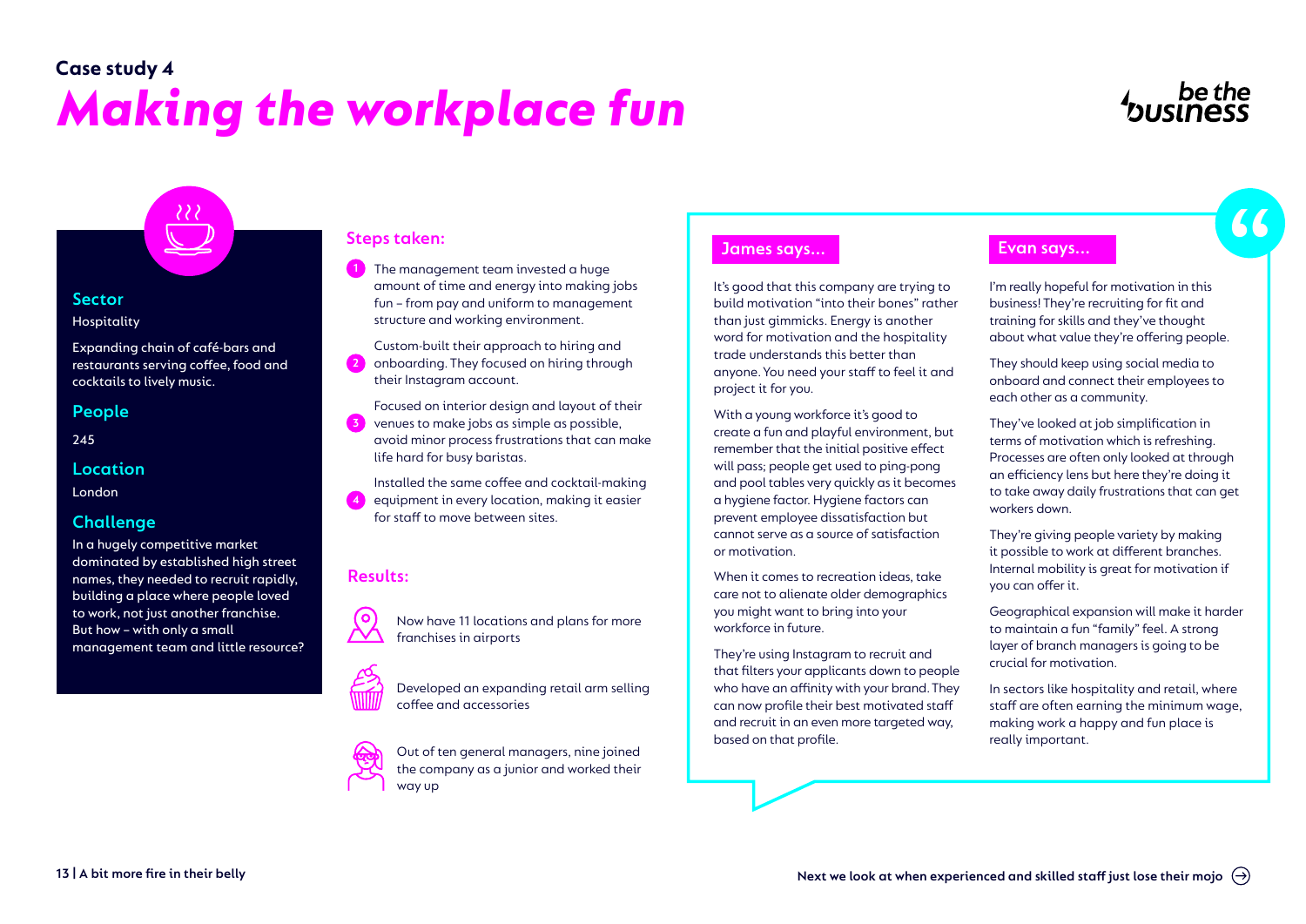## Case study 4

# Making the workplace fun

### Sector

Hospitality

Expanding chain of café-bars and restaurants serving coffee, food and cocktails to lively music.

### People

245

### Location

London

### Challenge

In a hugely competitive market dominated by established high street names, they needed to recruit rapidly, building a place where people loved to work, not just another franchise. But how – with only a small management team and little resource?

### Steps taken:

1. The management team invested a huge amount of time and energy into making jobs fun – from pay and uniform to management structure and working environment.
2. Custom-built their approach to hiring and onboarding. They focused on hiring through their Instagram account.
3. Focused on interior design and layout of their venues to make jobs as simple as possible, avoid minor process frustrations that can make life hard for busy baristas.
4. Installed the same coffee and cocktail-making equipment in every location, making it easier for staff to move between sites.

### Results:

- Now have 11 locations and plans for more franchises in airports
- Developed an expanding retail arm selling coffee and accessories
- Out of ten general managers, nine joined the company as a junior and worked their way up

### James says...

It's good that this company are trying to build motivation "into their bones" rather than just gimmicks. Energy is another word for motivation and the hospitality trade understands this better than anyone. You need your staff to feel it and project it for you.

With a young workforce it's good to create a fun and playful environment, but remember that the initial positive effect will pass; people get used to ping-pong and pool tables very quickly as it becomes a hygiene factor. Hygiene factors can prevent employee dissatisfaction but cannot serve as a source of satisfaction or motivation.

When it comes to recreation ideas, take care not to alienate older demographics you might want to bring into your workforce in future.

They're using Instagram to recruit and that filters your applicants down to people who have an affinity with your brand. They can now profile their best motivated staff and recruit in an even more targeted way, based on that profile.

### Evan says...

I'm really hopeful for motivation in this business! They're recruiting for fit and training for skills and they've thought about what value they're offering people.

They should keep using social media to onboard and connect their employees to each other as a community.

They've looked at job simplification in terms of motivation which is refreshing. Processes are often only looked at through an efficiency lens but here they're doing it to take away daily frustrations that can get workers down.

They're giving people variety by making it possible to work at different branches. Internal mobility is great for motivation if you can offer it.

Geographical expansion will make it harder to maintain a fun "family" feel. A strong layer of branch managers is going to be crucial for motivation.

In sectors like hospitality and retail, where staff are often earning the minimum wage, making work a happy and fun place is really important.

Next we look at when experienced and skilled staff just lose their mojo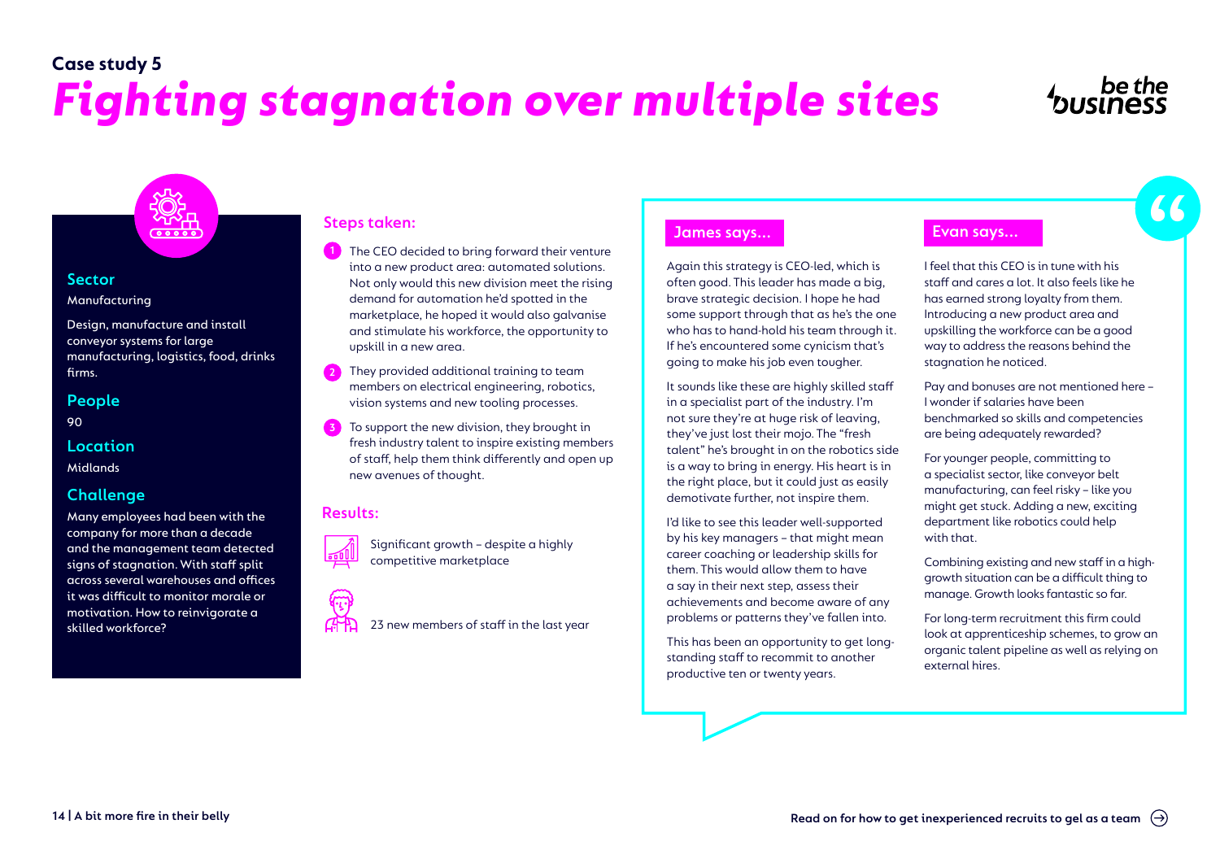## Case study 5

# *Fighting stagnation over multiple sites*

### Sector

Manufacturing

Design, manufacture and install conveyor systems for large manufacturing, logistics, food, drinks firms.

### People

90

### Location

Midlands

### Challenge

Many employees had been with the company for more than a decade and the management team detected signs of stagnation. With staff split across several warehouses and offices it was difficult to monitor morale or motivation. How to reinvigorate a skilled workforce?

### Steps taken:

1. The CEO decided to bring forward their venture into a new product area: automated solutions. Not only would this new division meet the rising demand for automation he'd spotted in the marketplace, he hoped it would also galvanise and stimulate his workforce, the opportunity to upskill in a new area.
2. They provided additional training to team members on electrical engineering, robotics, vision systems and new tooling processes.
3. To support the new division, they brought in fresh industry talent to inspire existing members of staff, help them think differently and open up new avenues of thought.

### Results:

- Significant growth – despite a highly competitive marketplace
- 23 new members of staff in the last year

### James says...

Again this strategy is CEO-led, which is often good. This leader has made a big, brave strategic decision. I hope he had some support through that as he's the one who has to hand-hold his team through it. If he's encountered some cynicism that's going to make his job even tougher.

It sounds like these are highly skilled staff in a specialist part of the industry. I'm not sure they're at huge risk of leaving, they've just lost their mojo. The "fresh talent" he's brought in on the robotics side is a way to bring in energy. His heart is in the right place, but it could just as easily demotivate further, not inspire them.

I'd like to see this leader well-supported by his key managers – that might mean career coaching or leadership skills for them. This would allow them to have a say in their next step, assess their achievements and become aware of any problems or patterns they've fallen into.

This has been an opportunity to get long-standing staff to recommit to another productive ten or twenty years.

### Evan says...

I feel that this CEO is in tune with his staff and cares a lot. It also feels like he has earned strong loyalty from them. Introducing a new product area and upskilling the workforce can be a good way to address the reasons behind the stagnation he noticed.

Pay and bonuses are not mentioned here – I wonder if salaries have been benchmarked so skills and competencies are being adequately rewarded?

For younger people, committing to a specialist sector, like conveyor belt manufacturing, can feel risky – like you might get stuck. Adding a new, exciting department like robotics could help with that.

Combining existing and new staff in a high-growth situation can be a difficult thing to manage. Growth looks fantastic so far.

For long-term recruitment this firm could look at apprenticeship schemes, to grow an organic talent pipeline as well as relying on external hires.

Read on for how to get inexperienced recruits to gel as a team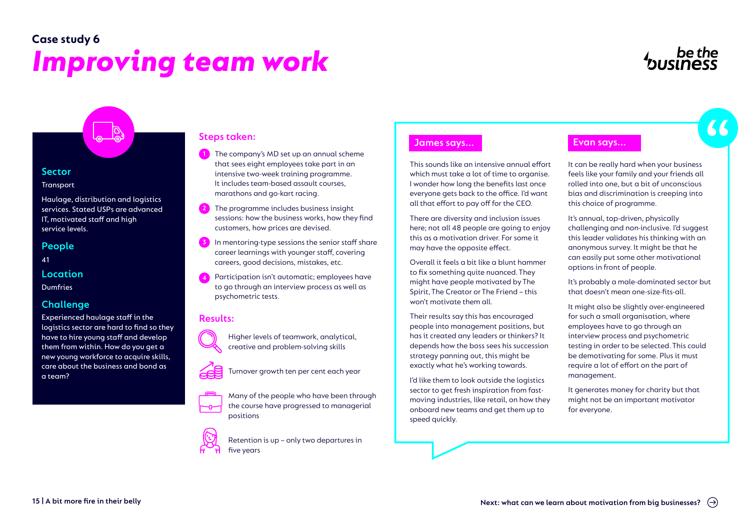## Case study 6

# *Improving team work*

### Sector

Transport

Haulage, distribution and logistics services. Stated USPs are advanced IT, motivated staff and high service levels.

### People

41

### Location

Dumfries

### Challenge

Experienced haulage staff in the logistics sector are hard to find so they have to hire young staff and develop them from within. How do you get a new young workforce to acquire skills, care about the business and bond as a team?

### Steps taken:

1. The company's MD set up an annual scheme that sees eight employees take part in an intensive two-week training programme. It includes team-based assault courses, marathons and go-kart racing.
2. The programme includes business insight sessions: how the business works, how they find customers, how prices are devised.
3. In mentoring-type sessions the senior staff share career learnings with younger staff, covering careers, good decisions, mistakes, etc.
4. Participation isn't automatic; employees have to go through an interview process as well as psychometric tests.

### Results:

- Higher levels of teamwork, analytical, creative and problem-solving skills
- Turnover growth ten per cent each year
- Many of the people who have been through the course have progressed to managerial positions
- Retention is up – only two departures in five years

### James says...

This sounds like an intensive annual effort which must take a lot of time to organise. I wonder how long the benefits last once everyone gets back to the office. I'd want all that effort to pay off for the CEO.

There are diversity and inclusion issues here; not all 48 people are going to enjoy this as a motivation driver. For some it may have the opposite effect.

Overall it feels a bit like a blunt hammer to fix something quite nuanced. They might have people motivated by The Spirit, The Creator or The Friend – this won't motivate them all.

Their results say this has encouraged people into management positions, but has it created any leaders or thinkers? It depends how the boss sees his succession strategy panning out, this might be exactly what he's working towards.

I'd like them to look outside the logistics sector to get fresh inspiration from fast-moving industries, like retail, on how they onboard new teams and get them up to speed quickly.

### Evan says...

It can be really hard when your business feels like your family and your friends all rolled into one, but a bit of unconscious bias and discrimination is creeping into this choice of programme.

It's annual, top-driven, physically challenging and non-inclusive. I'd suggest this leader validates his thinking with an anonymous survey. It might be that he can easily put some other motivational options in front of people.

It's probably a male-dominated sector but that doesn't mean one-size-fits-all.

It might also be slightly over-engineered for such a small organisation, where employees have to go through an interview process and psychometric testing in order to be selected. This could be demotivating for some. Plus it must require a lot of effort on the part of management.

It generates money for charity but that might not be an important motivator for everyone.

Next: what can we learn about motivation from big businesses?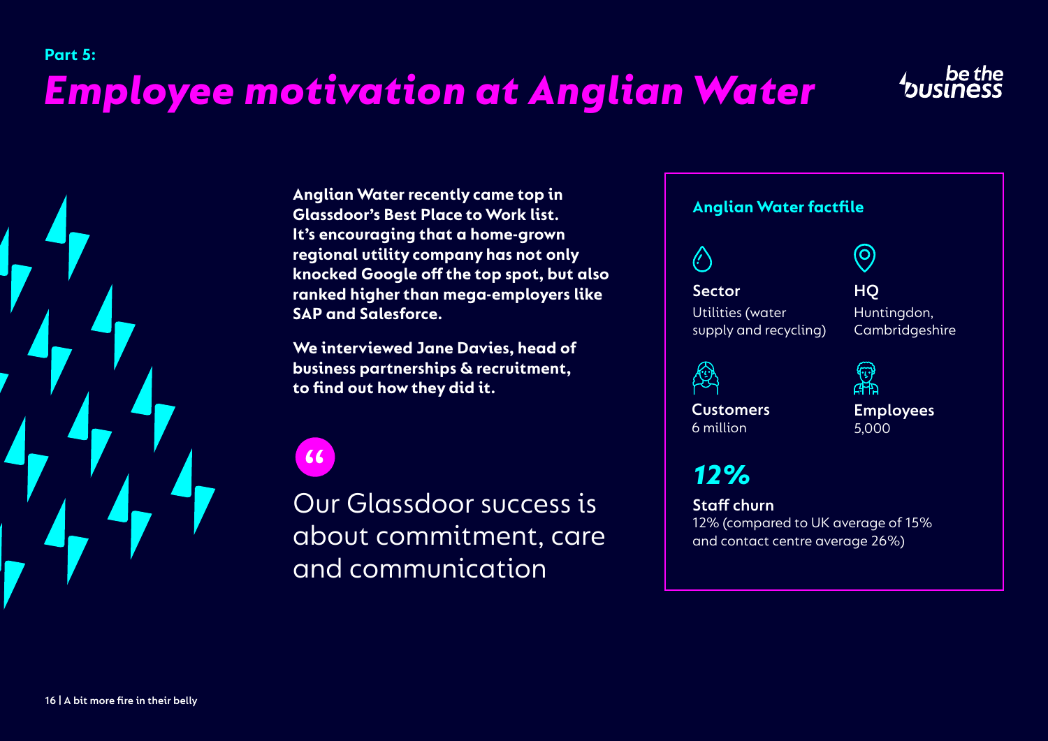Part 5:

# *Employee motivation at Anglian Water*

**Anglian Water recently came top in Glassdoor's Best Place to Work list. It's encouraging that a home-grown regional utility company has not only knocked Google off the top spot, but also ranked higher than mega-employers like SAP and Salesforce.**

**We interviewed Jane Davies, head of business partnerships & recruitment, to find out how they did it.**

> Our Glassdoor success is about commitment, care and communication

### Anglian Water factfile

**Sector**
Utilities (water supply and recycling)

**HQ**
Huntingdon, Cambridgeshire

**Customers**
6 million

**Employees**
5,000

***12%***

**Staff churn**
12% (compared to UK average of 15% and contact centre average 26%)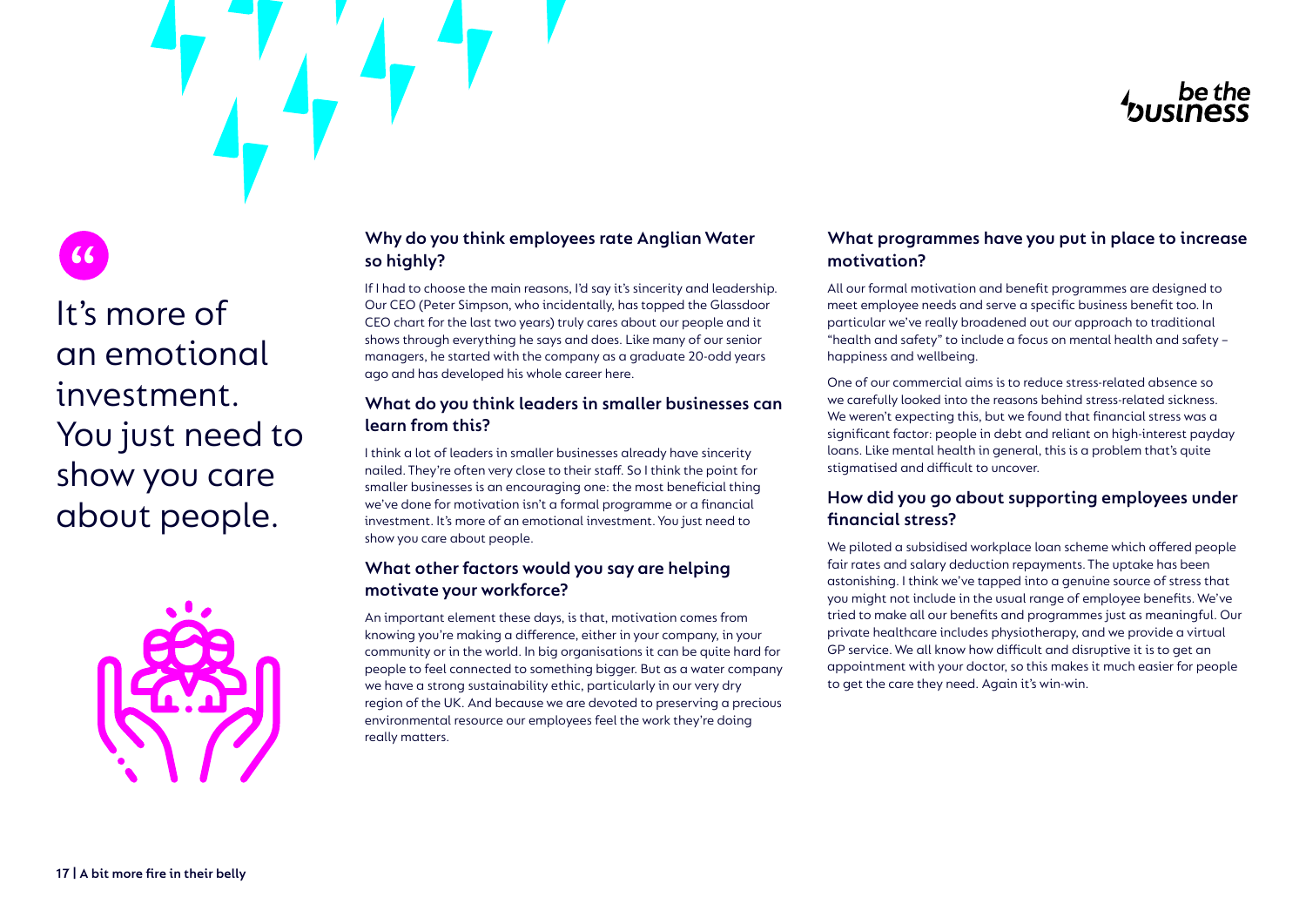> It's more of an emotional investment. You just need to show you care about people.

### Why do you think employees rate Anglian Water so highly?

If I had to choose the main reasons, I'd say it's sincerity and leadership. Our CEO (Peter Simpson, who incidentally, has topped the Glassdoor CEO chart for the last two years) truly cares about our people and it shows through everything he says and does. Like many of our senior managers, he started with the company as a graduate 20-odd years ago and has developed his whole career here.

### What do you think leaders in smaller businesses can learn from this?

I think a lot of leaders in smaller businesses already have sincerity nailed. They're often very close to their staff. So I think the point for smaller businesses is an encouraging one: the most beneficial thing we've done for motivation isn't a formal programme or a financial investment. It's more of an emotional investment. You just need to show you care about people.

### What other factors would you say are helping motivate your workforce?

An important element these days, is that, motivation comes from knowing you're making a difference, either in your company, in your community or in the world. In big organisations it can be quite hard for people to feel connected to something bigger. But as a water company we have a strong sustainability ethic, particularly in our very dry region of the UK. And because we are devoted to preserving a precious environmental resource our employees feel the work they're doing really matters.

### What programmes have you put in place to increase motivation?

All our formal motivation and benefit programmes are designed to meet employee needs and serve a specific business benefit too. In particular we've really broadened out our approach to traditional "health and safety" to include a focus on mental health and safety – happiness and wellbeing.

One of our commercial aims is to reduce stress-related absence so we carefully looked into the reasons behind stress-related sickness. We weren't expecting this, but we found that financial stress was a significant factor: people in debt and reliant on high-interest payday loans. Like mental health in general, this is a problem that's quite stigmatised and difficult to uncover.

### How did you go about supporting employees under financial stress?

We piloted a subsidised workplace loan scheme which offered people fair rates and salary deduction repayments. The uptake has been astonishing. I think we've tapped into a genuine source of stress that you might not include in the usual range of employee benefits. We've tried to make all our benefits and programmes just as meaningful. Our private healthcare includes physiotherapy, and we provide a virtual GP service. We all know how difficult and disruptive it is to get an appointment with your doctor, so this makes it much easier for people to get the care they need. Again it's win-win.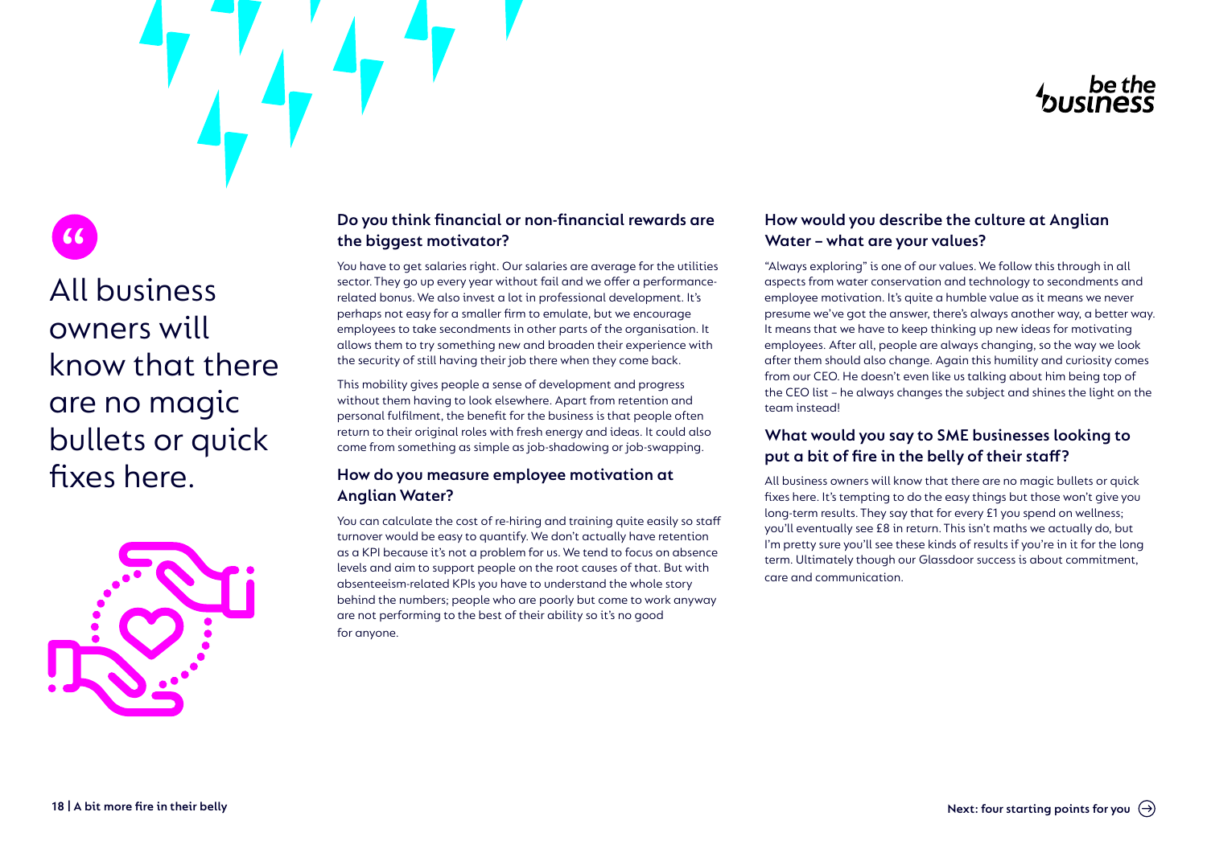> All business owners will know that there are no magic bullets or quick fixes here.

### Do you think financial or non-financial rewards are the biggest motivator?

You have to get salaries right. Our salaries are average for the utilities sector. They go up every year without fail and we offer a performance-related bonus. We also invest a lot in professional development. It's perhaps not easy for a smaller firm to emulate, but we encourage employees to take secondments in other parts of the organisation. It allows them to try something new and broaden their experience with the security of still having their job there when they come back.

This mobility gives people a sense of development and progress without them having to look elsewhere. Apart from retention and personal fulfilment, the benefit for the business is that people often return to their original roles with fresh energy and ideas. It could also come from something as simple as job-shadowing or job-swapping.

### How do you measure employee motivation at Anglian Water?

You can calculate the cost of re-hiring and training quite easily so staff turnover would be easy to quantify. We don't actually have retention as a KPI because it's not a problem for us. We tend to focus on absence levels and aim to support people on the root causes of that. But with absenteeism-related KPIs you have to understand the whole story behind the numbers; people who are poorly but come to work anyway are not performing to the best of their ability so it's no good for anyone.

### How would you describe the culture at Anglian Water – what are your values?

"Always exploring" is one of our values. We follow this through in all aspects from water conservation and technology to secondments and employee motivation. It's quite a humble value as it means we never presume we've got the answer, there's always another way, a better way. It means that we have to keep thinking up new ideas for motivating employees. After all, people are always changing, so the way we look after them should also change. Again this humility and curiosity comes from our CEO. He doesn't even like us talking about him being top of the CEO list – he always changes the subject and shines the light on the team instead!

### What would you say to SME businesses looking to put a bit of fire in the belly of their staff?

All business owners will know that there are no magic bullets or quick fixes here. It's tempting to do the easy things but those won't give you long-term results. They say that for every £1 you spend on wellness; you'll eventually see £8 in return. This isn't maths we actually do, but I'm pretty sure you'll see these kinds of results if you're in it for the long term. Ultimately though our Glassdoor success is about commitment, care and communication.

Next: four starting points for you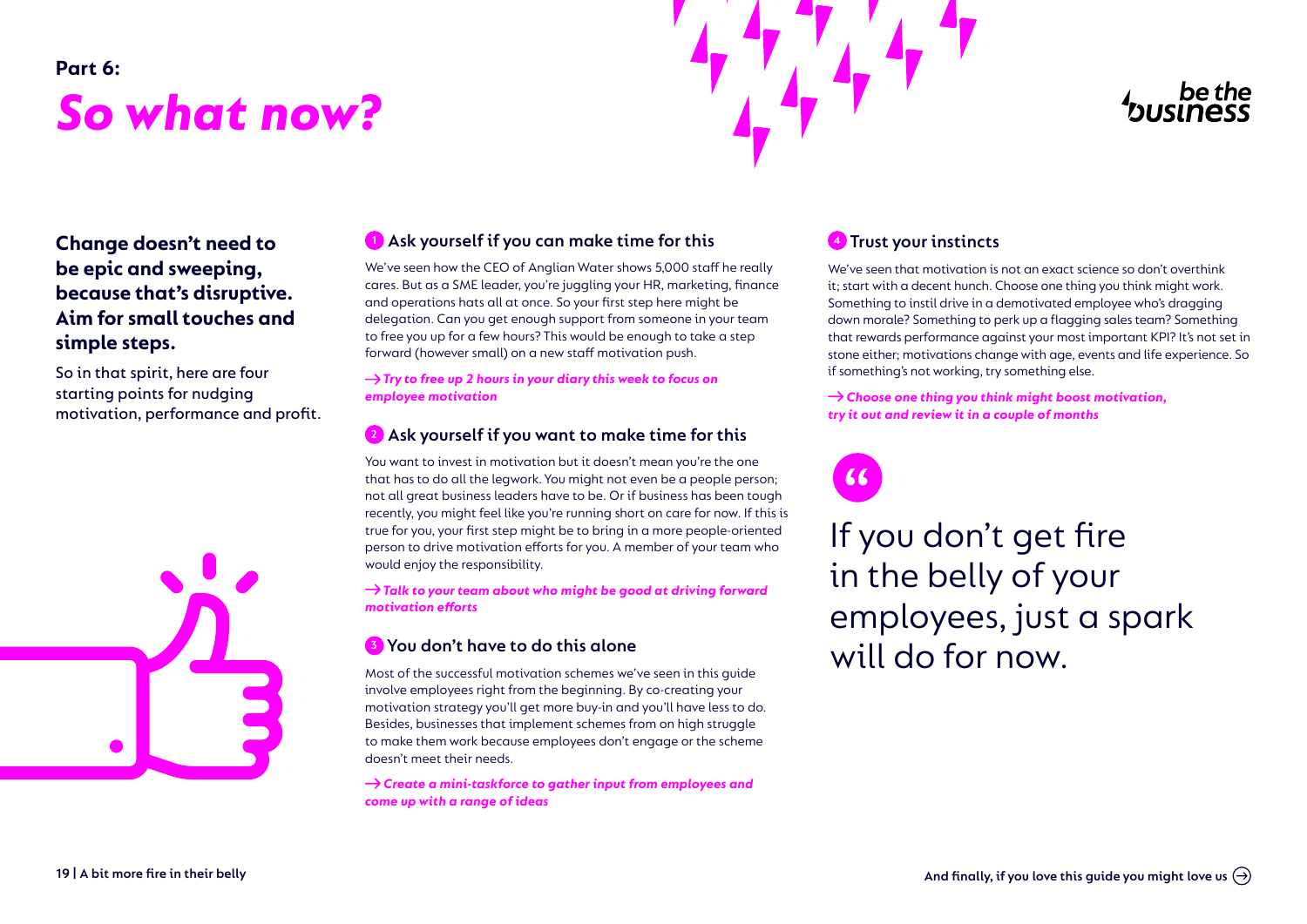Part 6:

# So what now?

**Change doesn't need to be epic and sweeping, because that's disruptive. Aim for small touches and simple steps.**

So in that spirit, here are four starting points for nudging motivation, performance and profit.

## 1 Ask yourself if you can make time for this

We've seen how the CEO of Anglian Water shows 5,000 staff he really cares. But as a SME leader, you're juggling your HR, marketing, finance and operations hats all at once. So your first step here might be delegation. Can you get enough support from someone in your team to free you up for a few hours? This would be enough to take a step forward (however small) on a new staff motivation push.

→ ***Try to free up 2 hours in your diary this week to focus on employee motivation***

## 2 Ask yourself if you want to make time for this

You want to invest in motivation but it doesn't mean you're the one that has to do all the legwork. You might not even be a people person; not all great business leaders have to be. Or if business has been tough recently, you might feel like you're running short on care for now. If this is true for you, your first step might be to bring in a more people-oriented person to drive motivation efforts for you. A member of your team who would enjoy the responsibility.

→ ***Talk to your team about who might be good at driving forward motivation efforts***

## 3 You don't have to do this alone

Most of the successful motivation schemes we've seen in this guide involve employees right from the beginning. By co-creating your motivation strategy you'll get more buy-in and you'll have less to do. Besides, businesses that implement schemes from on high struggle to make them work because employees don't engage or the scheme doesn't meet their needs.

→ ***Create a mini-taskforce to gather input from employees and come up with a range of ideas***

## 4 Trust your instincts

We've seen that motivation is not an exact science so don't overthink it; start with a decent hunch. Choose one thing you think might work. Something to instil drive in a demotivated employee who's dragging down morale? Something to perk up a flagging sales team? Something that rewards performance against your most important KPI? It's not set in stone either; motivations change with age, events and life experience. So if something's not working, try something else.

→ ***Choose one thing you think might boost motivation, try it out and review it in a couple of months***

> "If you don't get fire in the belly of your employees, just a spark will do for now.

And finally, if you love this guide you might love us →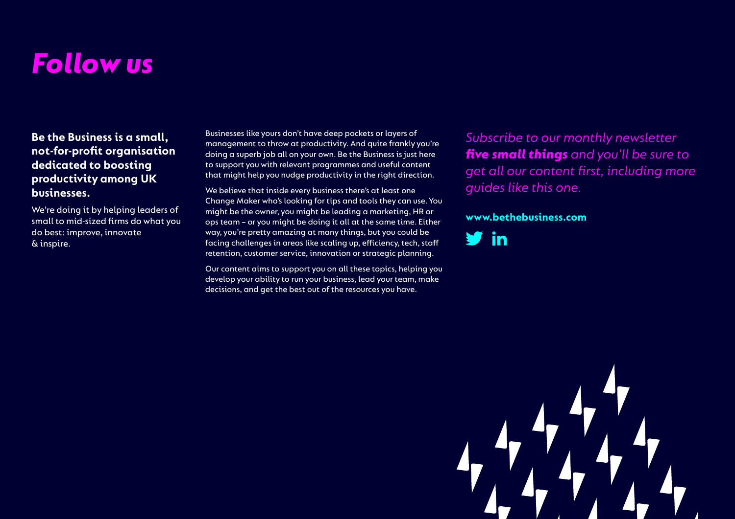# *Follow us*

**Be the Business is a small, not-for-profit organisation dedicated to boosting productivity among UK businesses.**

We're doing it by helping leaders of small to mid-sized firms do what you do best: improve, innovate & inspire.

Businesses like yours don't have deep pockets or layers of management to throw at productivity. And quite frankly you're doing a superb job all on your own. Be the Business is just here to support you with relevant programmes and useful content that might help you nudge productivity in the right direction.

We believe that inside every business there's at least one Change Maker who's looking for tips and tools they can use. You might be the owner, you might be leading a marketing, HR or ops team – or you might be doing it all at the same time. Either way, you're pretty amazing at many things, but you could be facing challenges in areas like scaling up, efficiency, tech, staff retention, customer service, innovation or strategic planning.

Our content aims to support you on all these topics, helping you develop your ability to run your business, lead your team, make decisions, and get the best out of the resources you have.

*Subscribe to our monthly newsletter* ***five small things*** *and you'll be sure to get all our content first, including more guides like this one.*

**www.bethebusiness.com**